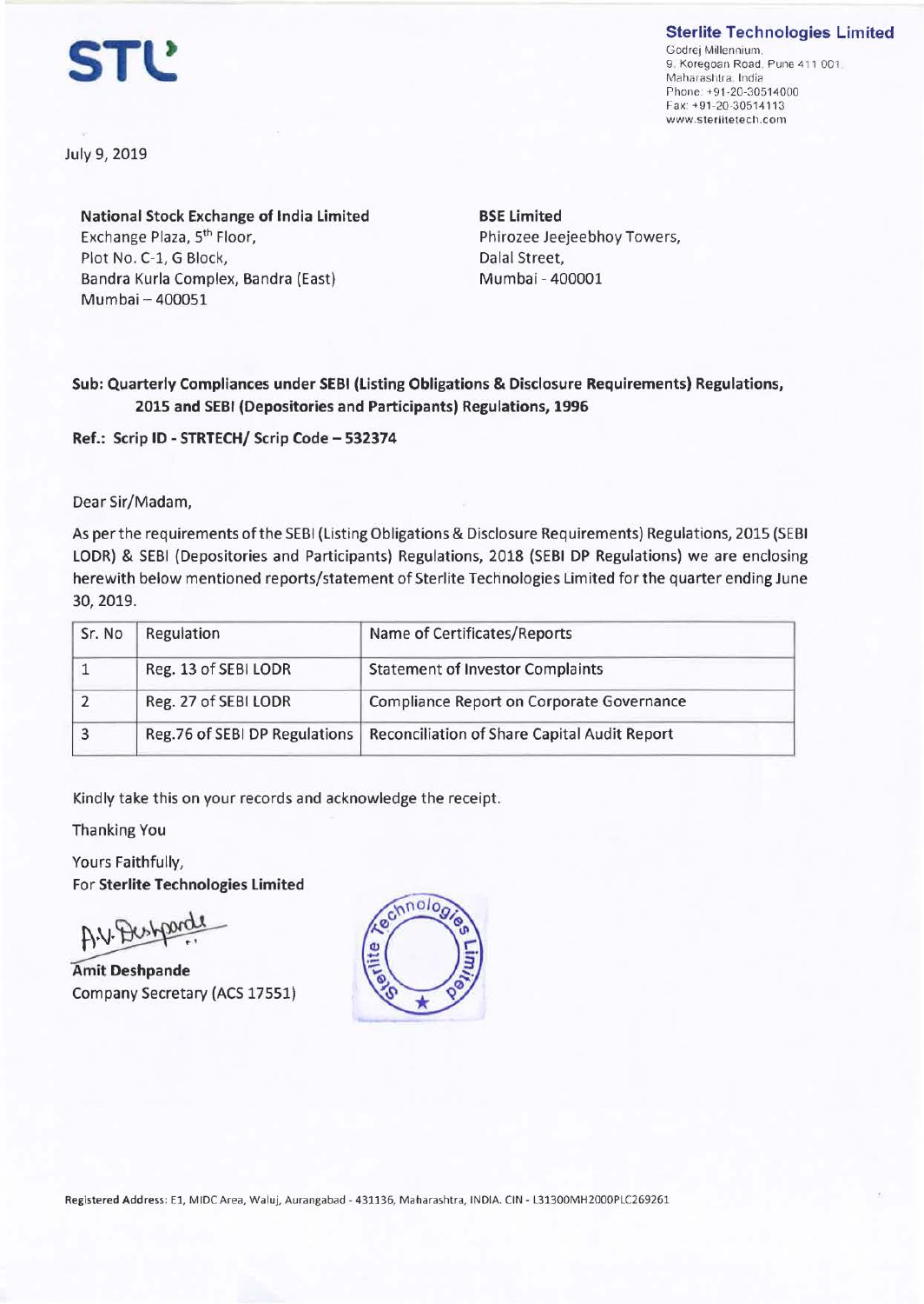STL

**Sterlite Technologies Limited**
Godrej Millennium,
9, Koregoan Road, Pune 411 001,
Maharashtra, India
Phone: +91-20-30514000
Fax: +91-20-30514113
www.sterlitetech.com

July 9, 2019

**National Stock Exchange of India Limited**
Exchange Plaza, 5th Floor,
Plot No. C-1, G Block,
Bandra Kurla Complex, Bandra (East)
Mumbai – 400051

**BSE Limited**
Phirozee Jeejeebhoy Towers,
Dalal Street,
Mumbai - 400001

**Sub: Quarterly Compliances under SEBI (Listing Obligations & Disclosure Requirements) Regulations, 2015 and SEBI (Depositories and Participants) Regulations, 1996**

**Ref.: Scrip ID - STRTECH/ Scrip Code – 532374**

Dear Sir/Madam,

As per the requirements of the SEBI (Listing Obligations & Disclosure Requirements) Regulations, 2015 (SEBI LODR) & SEBI (Depositories and Participants) Regulations, 2018 (SEBI DP Regulations) we are enclosing herewith below mentioned reports/statement of Sterlite Technologies Limited for the quarter ending June 30, 2019.

| Sr. No | Regulation | Name of Certificates/Reports |
|---|---|---|
| 1 | Reg. 13 of SEBI LODR | Statement of Investor Complaints |
| 2 | Reg. 27 of SEBI LODR | Compliance Report on Corporate Governance |
| 3 | Reg.76 of SEBI DP Regulations | Reconciliation of Share Capital Audit Report |

Kindly take this on your records and acknowledge the receipt.

Thanking You

Yours Faithfully,
For **Sterlite Technologies Limited**

**Amit Deshpande**
Company Secretary (ACS 17551)

Registered Address: E1, MIDC Area, Waluj, Aurangabad - 431136, Maharashtra, INDIA. CIN - L31300MH2000PLC269261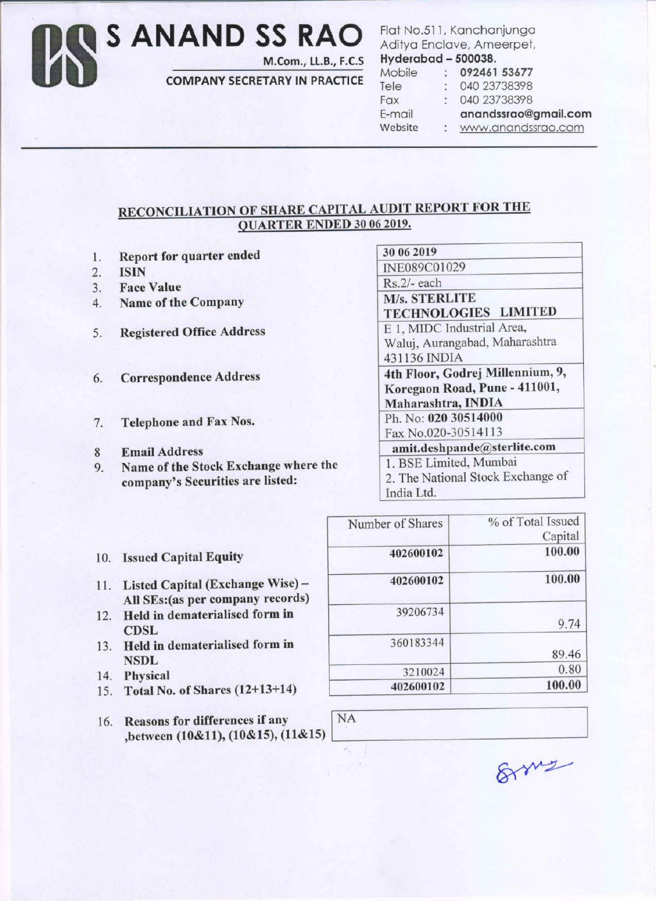# S ANAND SS RAO

M.Com., LL.B., F.C.S

COMPANY SECRETARY IN PRACTICE

Flat No.511, Kanchanjunga
Aditya Enclave, Ameerpet,
**Hyderabad – 500038.**

Mobile : **092461 53677**
Tele : 040 23738398
Fax : 040 23738398
E-mail **anandssrao@gmail.com**
Website : www.anandssrao.com

## RECONCILIATION OF SHARE CAPITAL AUDIT REPORT FOR THE QUARTER ENDED 30 06 2019.

| | | |
|---|---|---|
| 1. | **Report for quarter ended** | 30 06 2019 |
| 2. | **ISIN** | INE089C01029 |
| 3. | **Face Value** | Rs.2/- each |
| 4. | **Name of the Company** | **M/s. STERLITE TECHNOLOGIES LIMITED** |
| 5. | **Registered Office Address** | E 1, MIDC Industrial Area, Waluj, Aurangabad, Maharashtra 431136 INDIA |
| 6. | **Correspondence Address** | **4th Floor, Godrej Millennium, 9, Koregaon Road, Pune - 411001, Maharashtra, INDIA** |
| 7. | **Telephone and Fax Nos.** | Ph. No: **020 30514000** Fax No.020-30514113 |
| 8 | **Email Address** | **amit.deshpande@sterlite.com** |
| 9. | **Name of the Stock Exchange where the company's Securities are listed:** | 1. BSE Limited, Mumbai 2. The National Stock Exchange of India Ltd. |

| | | Number of Shares | % of Total Issued Capital |
|---|---|---|---|
| 10. | **Issued Capital Equity** | **402600102** | **100.00** |
| 11. | **Listed Capital (Exchange Wise) – All SEs:(as per company records)** | **402600102** | **100.00** |
| 12. | **Held in dematerialised form in CDSL** | 39206734 | 9.74 |
| 13. | **Held in dematerialised form in NSDL** | 360183344 | 89.46 |
| 14. | **Physical** | 3210024 | 0.80 |
| 15. | **Total No. of Shares (12+13+14)** | **402600102** | **100.00** |

| | | |
|---|---|---|
| 16. | **Reasons for differences if any ,between (10&11), (10&15), (11&15)** | NA |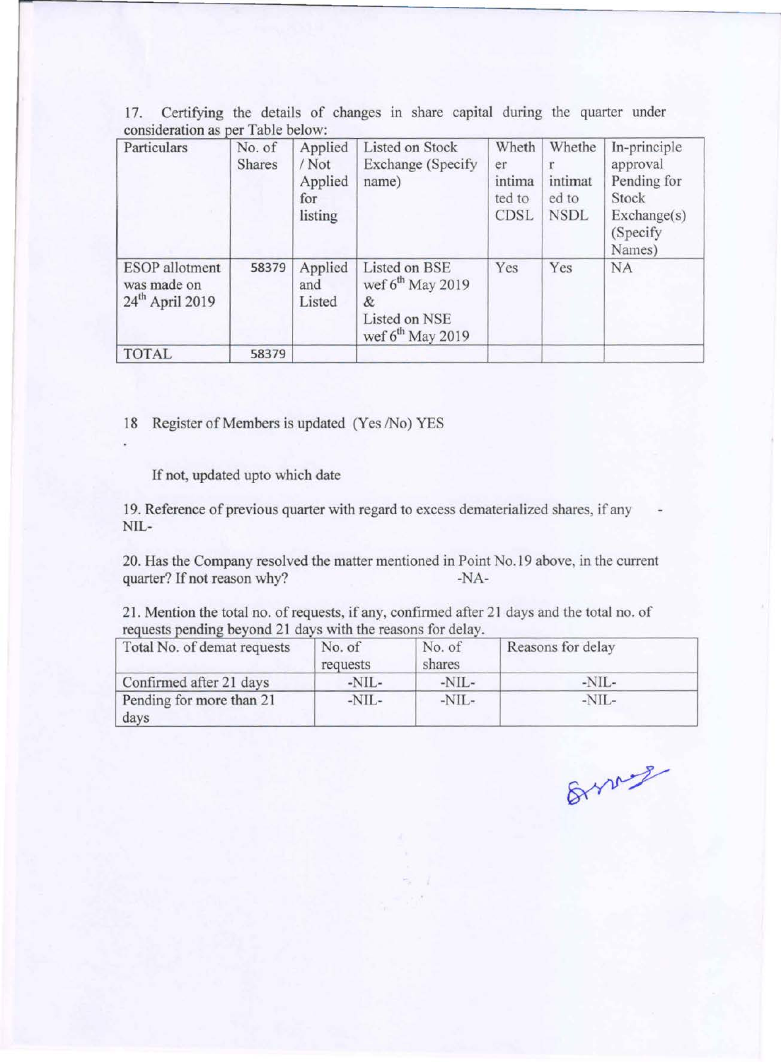17. Certifying the details of changes in share capital during the quarter under consideration as per Table below:

| Particulars | No. of Shares | Applied / Not Applied for listing | Listed on Stock Exchange (Specify name) | Whether intimated to CDSL | Whether intimated to NSDL | In-principle approval Pending for Stock Exchange(s) (Specify Names) |
|---|---|---|---|---|---|---|
| ESOP allotment was made on 24th April 2019 | 58379 | Applied and Listed | Listed on BSE wef 6th May 2019 & Listed on NSE wef 6th May 2019 | Yes | Yes | NA |
| TOTAL | 58379 | | | | | |

18 Register of Members is updated (Yes /No) YES

If not, updated upto which date

19. Reference of previous quarter with regard to excess dematerialized shares, if any - NIL-

20. Has the Company resolved the matter mentioned in Point No.19 above, in the current quarter? If not reason why? -NA-

21. Mention the total no. of requests, if any, confirmed after 21 days and the total no. of requests pending beyond 21 days with the reasons for delay.

| Total No. of demat requests | No. of requests | No. of shares | Reasons for delay |
|---|---|---|---|
| Confirmed after 21 days | -NIL- | -NIL- | -NIL- |
| Pending for more than 21 days | -NIL- | -NIL- | -NIL- |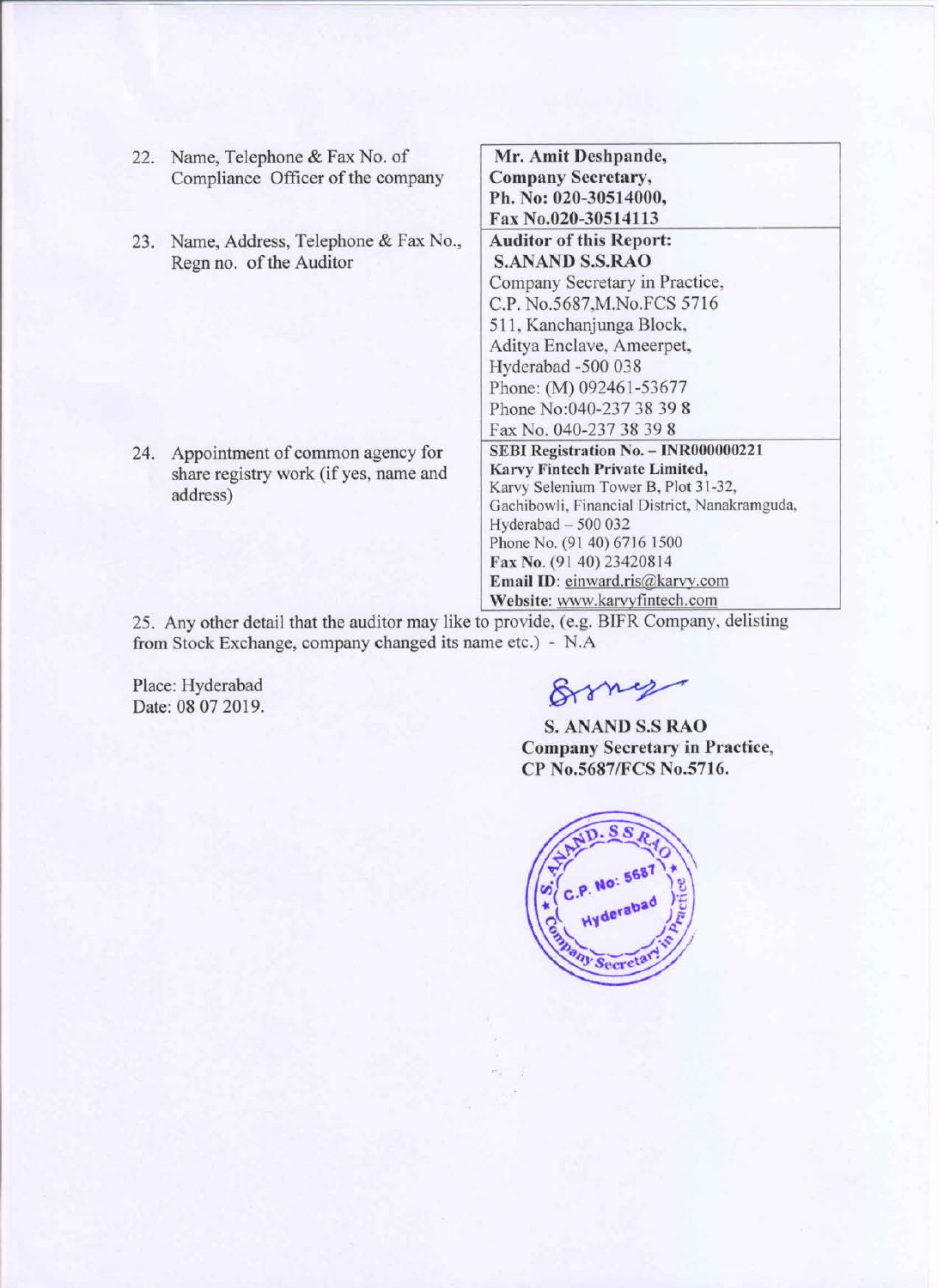| | |
|---|---|
| 22. Name, Telephone & Fax No. of Compliance Officer of the company | **Mr. Amit Deshpande,**<br>**Company Secretary,**<br>**Ph. No: 020-30514000,**<br>**Fax No.020-30514113** |
| 23. Name, Address, Telephone & Fax No., Regn no. of the Auditor | **Auditor of this Report:**<br>**S.ANAND S.S.RAO**<br>Company Secretary in Practice,<br>C.P. No.5687,M.No.FCS 5716<br>511, Kanchanjunga Block,<br>Aditya Enclave, Ameerpet,<br>Hyderabad -500 038<br>Phone: (M) 092461-53677<br>Phone No:040-237 38 39 8<br>Fax No. 040-237 38 39 8 |
| 24. Appointment of common agency for share registry work (if yes, name and address) | **SEBI Registration No. – INR000000221**<br>**Karvy Fintech Private Limited,**<br>Karvy Selenium Tower B, Plot 31-32,<br>Gachibowli, Financial District, Nanakramguda,<br>Hyderabad – 500 032<br>Phone No. (91 40) 6716 1500<br>**Fax No.** (91 40) 23420814<br>**Email ID**: einward.ris@karvy.com<br>**Website**: www.karvyfintech.com |

25. Any other detail that the auditor may like to provide, (e.g. BIFR Company, delisting from Stock Exchange, company changed its name etc.) - N.A

Place: Hyderabad
Date: 08 07 2019.

**S. ANAND S.S RAO**
**Company Secretary in Practice,**
**CP No.5687/FCS No.5716.**